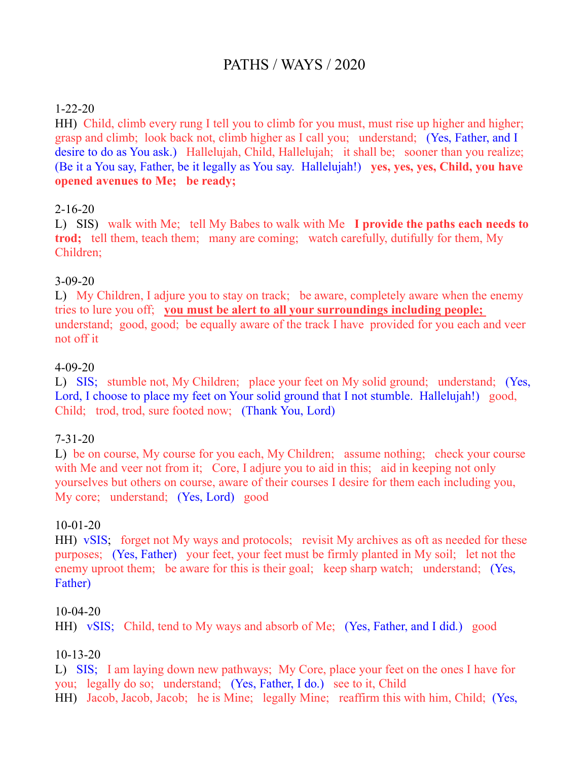# PATHS / WAYS / 2020

1-22-20
HH) Child, climb every rung I tell you to climb for you must, must rise up higher and higher; grasp and climb; look back not, climb higher as I call you; understand; (Yes, Father, and I desire to do as You ask.) Hallelujah, Child, Hallelujah; it shall be; sooner than you realize; (Be it a You say, Father, be it legally as You say. Hallelujah!) **yes, yes, yes, Child, you have opened avenues to Me; be ready;**

2-16-20
L) SIS) walk with Me; tell My Babes to walk with Me **I provide the paths each needs to trod;** tell them, teach them; many are coming; watch carefully, dutifully for them, My Children;

3-09-20
L) My Children, I adjure you to stay on track; be aware, completely aware when the enemy tries to lure you off; **you must be alert to all your surroundings including people;** understand; good, good; be equally aware of the track I have provided for you each and veer not off it

4-09-20
L) SIS; stumble not, My Children; place your feet on My solid ground; understand; (Yes, Lord, I choose to place my feet on Your solid ground that I not stumble. Hallelujah!) good, Child; trod, trod, sure footed now; (Thank You, Lord)

7-31-20
L) be on course, My course for you each, My Children; assume nothing; check your course with Me and veer not from it; Core, I adjure you to aid in this; aid in keeping not only yourselves but others on course, aware of their courses I desire for them each including you, My core; understand; (Yes, Lord) good

10-01-20
HH) vSIS; forget not My ways and protocols; revisit My archives as oft as needed for these purposes; (Yes, Father) your feet, your feet must be firmly planted in My soil; let not the enemy uproot them; be aware for this is their goal; keep sharp watch; understand; (Yes, Father)

10-04-20
HH) vSIS; Child, tend to My ways and absorb of Me; (Yes, Father, and I did.) good

10-13-20
L) SIS; I am laying down new pathways; My Core, place your feet on the ones I have for you; legally do so; understand; (Yes, Father, I do.) see to it, Child
HH) Jacob, Jacob, Jacob; he is Mine; legally Mine; reaffirm this with him, Child; (Yes,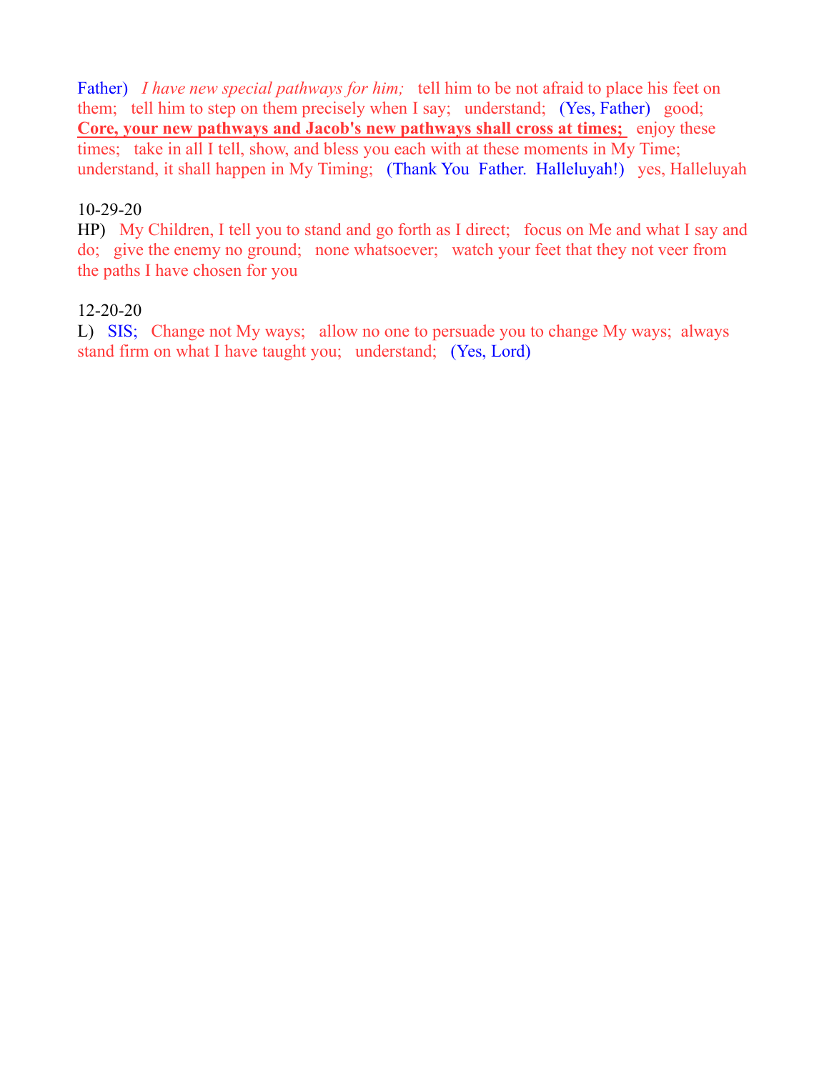Father) *I have new special pathways for him;* tell him to be not afraid to place his feet on them; tell him to step on them precisely when I say; understand; (Yes, Father) good; **Core, your new pathways and Jacob's new pathways shall cross at times;** enjoy these times; take in all I tell, show, and bless you each with at these moments in My Time; understand, it shall happen in My Timing; (Thank You Father. Halleluyah!) yes, Halleluyah

10-29-20

HP) My Children, I tell you to stand and go forth as I direct; focus on Me and what I say and do; give the enemy no ground; none whatsoever; watch your feet that they not veer from the paths I have chosen for you

12-20-20

L) SIS; Change not My ways; allow no one to persuade you to change My ways; always stand firm on what I have taught you; understand; (Yes, Lord)